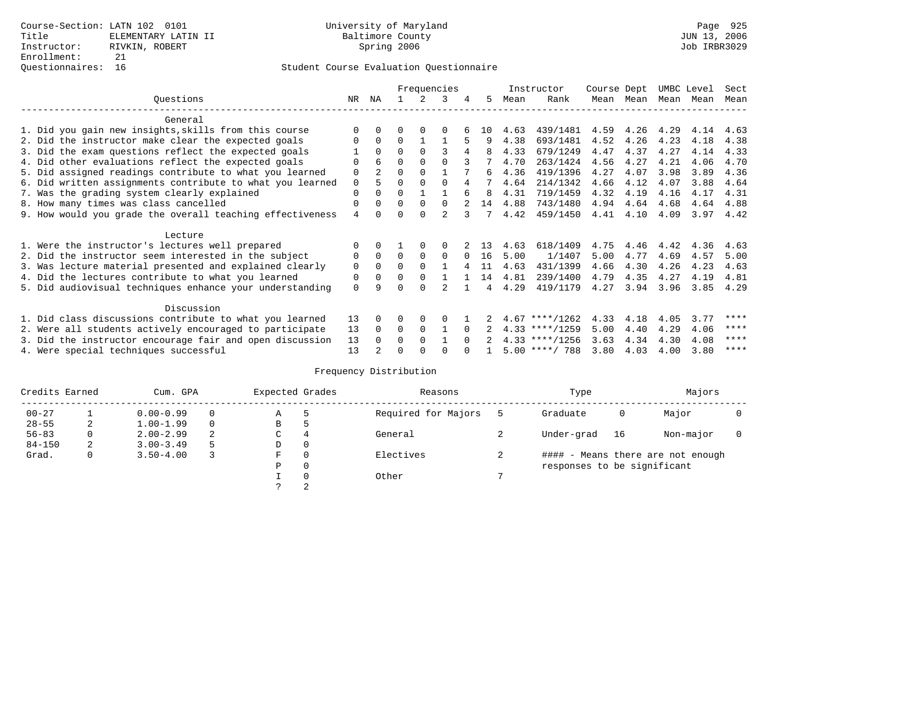Course-Section: LATN 102 0101
Title: ELEMENTARY LATIN II
Instructor: RIVKIN, ROBERT
Enrollment: 21
Questionnaires: 16

University of Maryland
Baltimore County
Spring 2006

JUN 13, 2006
Job IRBR3029

## Student Course Evaluation Questionnaire

| Questions | NR | NA | 1 | 2 | 3 | 4 | 5 | Instructor Mean | Instructor Rank | Course Mean | Dept Mean | UMBC Mean | Level Mean | Sect Mean |
|---|---|---|---|---|---|---|---|---|---|---|---|---|---|---|
| **General** | | | | | | | | | | | | | | |
| 1. Did you gain new insights,skills from this course | 0 | 0 | 0 | 0 | 0 | 6 | 10 | 4.63 | 439/1481 | 4.59 | 4.26 | 4.29 | 4.14 | 4.63 |
| 2. Did the instructor make clear the expected goals | 0 | 0 | 0 | 1 | 1 | 5 | 9 | 4.38 | 693/1481 | 4.52 | 4.26 | 4.23 | 4.18 | 4.38 |
| 3. Did the exam questions reflect the expected goals | 1 | 0 | 0 | 0 | 3 | 4 | 8 | 4.33 | 679/1249 | 4.47 | 4.37 | 4.27 | 4.14 | 4.33 |
| 4. Did other evaluations reflect the expected goals | 0 | 6 | 0 | 0 | 0 | 3 | 7 | 4.70 | 263/1424 | 4.56 | 4.27 | 4.21 | 4.06 | 4.70 |
| 5. Did assigned readings contribute to what you learned | 0 | 2 | 0 | 0 | 1 | 7 | 6 | 4.36 | 419/1396 | 4.27 | 4.07 | 3.98 | 3.89 | 4.36 |
| 6. Did written assignments contribute to what you learned | 0 | 5 | 0 | 0 | 0 | 4 | 7 | 4.64 | 214/1342 | 4.66 | 4.12 | 4.07 | 3.88 | 4.64 |
| 7. Was the grading system clearly explained | 0 | 0 | 0 | 1 | 1 | 6 | 8 | 4.31 | 719/1459 | 4.32 | 4.19 | 4.16 | 4.17 | 4.31 |
| 8. How many times was class cancelled | 0 | 0 | 0 | 0 | 0 | 2 | 14 | 4.88 | 743/1480 | 4.94 | 4.64 | 4.68 | 4.64 | 4.88 |
| 9. How would you grade the overall teaching effectiveness | 4 | 0 | 0 | 0 | 2 | 3 | 7 | 4.42 | 459/1450 | 4.41 | 4.10 | 4.09 | 3.97 | 4.42 |
| **Lecture** | | | | | | | | | | | | | | |
| 1. Were the instructor's lectures well prepared | 0 | 0 | 1 | 0 | 0 | 2 | 13 | 4.63 | 618/1409 | 4.75 | 4.46 | 4.42 | 4.36 | 4.63 |
| 2. Did the instructor seem interested in the subject | 0 | 0 | 0 | 0 | 0 | 0 | 16 | 5.00 | 1/1407 | 5.00 | 4.77 | 4.69 | 4.57 | 5.00 |
| 3. Was lecture material presented and explained clearly | 0 | 0 | 0 | 0 | 1 | 4 | 11 | 4.63 | 431/1399 | 4.66 | 4.30 | 4.26 | 4.23 | 4.63 |
| 4. Did the lectures contribute to what you learned | 0 | 0 | 0 | 0 | 1 | 1 | 14 | 4.81 | 239/1400 | 4.79 | 4.35 | 4.27 | 4.19 | 4.81 |
| 5. Did audiovisual techniques enhance your understanding | 0 | 9 | 0 | 0 | 2 | 1 | 4 | 4.29 | 419/1179 | 4.27 | 3.94 | 3.96 | 3.85 | 4.29 |
| **Discussion** | | | | | | | | | | | | | | |
| 1. Did class discussions contribute to what you learned | 13 | 0 | 0 | 0 | 0 | 1 | 2 | 4.67 | ****/1262 | 4.33 | 4.18 | 4.05 | 3.77 | **** |
| 2. Were all students actively encouraged to participate | 13 | 0 | 0 | 0 | 1 | 0 | 2 | 4.33 | ****/1259 | 5.00 | 4.40 | 4.29 | 4.06 | **** |
| 3. Did the instructor encourage fair and open discussion | 13 | 0 | 0 | 0 | 1 | 0 | 2 | 4.33 | ****/1256 | 3.63 | 4.34 | 4.30 | 4.08 | **** |
| 4. Were special techniques successful | 13 | 2 | 0 | 0 | 0 | 0 | 1 | 5.00 | ****/ 788 | 3.80 | 4.03 | 4.00 | 3.80 | **** |

## Frequency Distribution

| Credits Earned | | Cum. GPA | | Expected Grades | | Reasons | | Type | | Majors | |
|---|---|---|---|---|---|---|---|---|---|---|---|
| 00-27 | 1 | 0.00-0.99 | 0 | A | 5 | Required for Majors | 5 | Graduate | 0 | Major | 0 |
| 28-55 | 2 | 1.00-1.99 | 0 | B | 5 | | | | | | |
| 56-83 | 0 | 2.00-2.99 | 2 | C | 4 | General | 2 | Under-grad | 16 | Non-major | 0 |
| 84-150 | 2 | 3.00-3.49 | 5 | D | 0 | | | | | | |
| Grad. | 0 | 3.50-4.00 | 3 | F | 0 | Electives | 2 | #### - Means there are not enough responses to be significant | | | |
| | | | | P | 0 | | | | | | |
| | | | | I | 0 | Other | 7 | | | | |
| | | | | ? | 2 | | | | | | |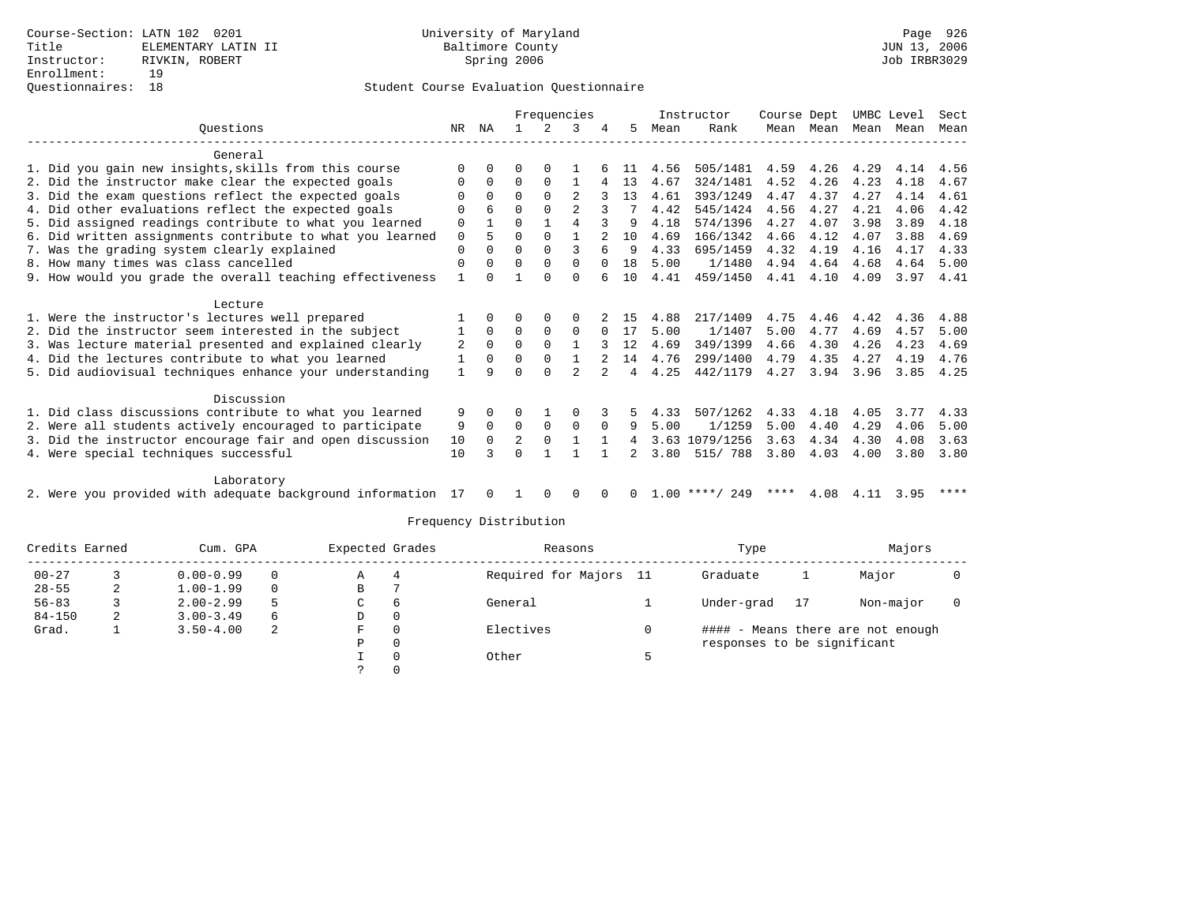Course-Section: LATN 102 0201
Title: ELEMENTARY LATIN II
Instructor: RIVKIN, ROBERT
Enrollment: 19
Questionnaires: 18

University of Maryland
Baltimore County
Spring 2006

Page 926
JUN 13, 2006
Job IRBR3029

Student Course Evaluation Questionnaire

| Questions | NR | NA | 1 | 2 | 3 | 4 | 5 | Instructor Mean | Instructor Rank | Course Mean | Dept Mean | UMBC Level Mean | Level Mean | Sect Mean |
|---|---|---|---|---|---|---|---|---|---|---|---|---|---|---|
| **General** | | | | | | | | | | | | | | |
| 1. Did you gain new insights,skills from this course | 0 | 0 | 0 | 0 | 1 | 6 | 11 | 4.56 | 505/1481 | 4.59 | 4.26 | 4.29 | 4.14 | 4.56 |
| 2. Did the instructor make clear the expected goals | 0 | 0 | 0 | 0 | 1 | 4 | 13 | 4.67 | 324/1481 | 4.52 | 4.26 | 4.23 | 4.18 | 4.67 |
| 3. Did the exam questions reflect the expected goals | 0 | 0 | 0 | 0 | 2 | 3 | 13 | 4.61 | 393/1249 | 4.47 | 4.37 | 4.27 | 4.14 | 4.61 |
| 4. Did other evaluations reflect the expected goals | 0 | 6 | 0 | 0 | 2 | 3 | 7 | 4.42 | 545/1424 | 4.56 | 4.27 | 4.21 | 4.06 | 4.42 |
| 5. Did assigned readings contribute to what you learned | 0 | 1 | 0 | 1 | 4 | 3 | 9 | 4.18 | 574/1396 | 4.27 | 4.07 | 3.98 | 3.89 | 4.18 |
| 6. Did written assignments contribute to what you learned | 0 | 5 | 0 | 0 | 1 | 2 | 10 | 4.69 | 166/1342 | 4.66 | 4.12 | 4.07 | 3.88 | 4.69 |
| 7. Was the grading system clearly explained | 0 | 0 | 0 | 0 | 3 | 6 | 9 | 4.33 | 695/1459 | 4.32 | 4.19 | 4.16 | 4.17 | 4.33 |
| 8. How many times was class cancelled | 0 | 0 | 0 | 0 | 0 | 0 | 18 | 5.00 | 1/1480 | 4.94 | 4.64 | 4.68 | 4.64 | 5.00 |
| 9. How would you grade the overall teaching effectiveness | 1 | 0 | 1 | 0 | 0 | 6 | 10 | 4.41 | 459/1450 | 4.41 | 4.10 | 4.09 | 3.97 | 4.41 |
| **Lecture** | | | | | | | | | | | | | | |
| 1. Were the instructor's lectures well prepared | 1 | 0 | 0 | 0 | 0 | 2 | 15 | 4.88 | 217/1409 | 4.75 | 4.46 | 4.42 | 4.36 | 4.88 |
| 2. Did the instructor seem interested in the subject | 1 | 0 | 0 | 0 | 0 | 0 | 17 | 5.00 | 1/1407 | 5.00 | 4.77 | 4.69 | 4.57 | 5.00 |
| 3. Was lecture material presented and explained clearly | 2 | 0 | 0 | 0 | 1 | 3 | 12 | 4.69 | 349/1399 | 4.66 | 4.30 | 4.26 | 4.23 | 4.69 |
| 4. Did the lectures contribute to what you learned | 1 | 0 | 0 | 0 | 1 | 2 | 14 | 4.76 | 299/1400 | 4.79 | 4.35 | 4.27 | 4.19 | 4.76 |
| 5. Did audiovisual techniques enhance your understanding | 1 | 9 | 0 | 0 | 2 | 2 | 4 | 4.25 | 442/1179 | 4.27 | 3.94 | 3.96 | 3.85 | 4.25 |
| **Discussion** | | | | | | | | | | | | | | |
| 1. Did class discussions contribute to what you learned | 9 | 0 | 0 | 1 | 0 | 3 | 5 | 4.33 | 507/1262 | 4.33 | 4.18 | 4.05 | 3.77 | 4.33 |
| 2. Were all students actively encouraged to participate | 9 | 0 | 0 | 0 | 0 | 0 | 9 | 5.00 | 1/1259 | 5.00 | 4.40 | 4.29 | 4.06 | 5.00 |
| 3. Did the instructor encourage fair and open discussion | 10 | 0 | 2 | 0 | 1 | 1 | 4 | 3.63 | 1079/1256 | 3.63 | 4.34 | 4.30 | 4.08 | 3.63 |
| 4. Were special techniques successful | 10 | 3 | 0 | 1 | 1 | 1 | 2 | 3.80 | 515/ 788 | 3.80 | 4.03 | 4.00 | 3.80 | 3.80 |
| **Laboratory** | | | | | | | | | | | | | | |
| 2. Were you provided with adequate background information | 17 | 0 | 1 | 0 | 0 | 0 | 0 | 1.00 | \*\*\*\*/ 249 | \*\*\*\* | 4.08 | 4.11 | 3.95 | \*\*\*\* |

Frequency Distribution

| Credits Earned | | Cum. GPA | | Expected Grades | | Reasons | | Type | | Majors | |
|---|---|---|---|---|---|---|---|---|---|---|---|
| 00-27 | 3 | 0.00-0.99 | 0 | A | 4 | Required for Majors | 11 | Graduate | 1 | Major | 0 |
| 28-55 | 2 | 1.00-1.99 | 0 | B | 7 | | | | | | |
| 56-83 | 3 | 2.00-2.99 | 5 | C | 6 | General | 1 | Under-grad | 17 | Non-major | 0 |
| 84-150 | 2 | 3.00-3.49 | 6 | D | 0 | | | | | | |
| Grad. | 1 | 3.50-4.00 | 2 | F | 0 | Electives | 0 | #### - Means there are not enough responses to be significant | | | |
| | | | | P | 0 | | | | | | |
| | | | | I | 0 | Other | 5 | | | | |
| | | | | ? | 0 | | | | | | |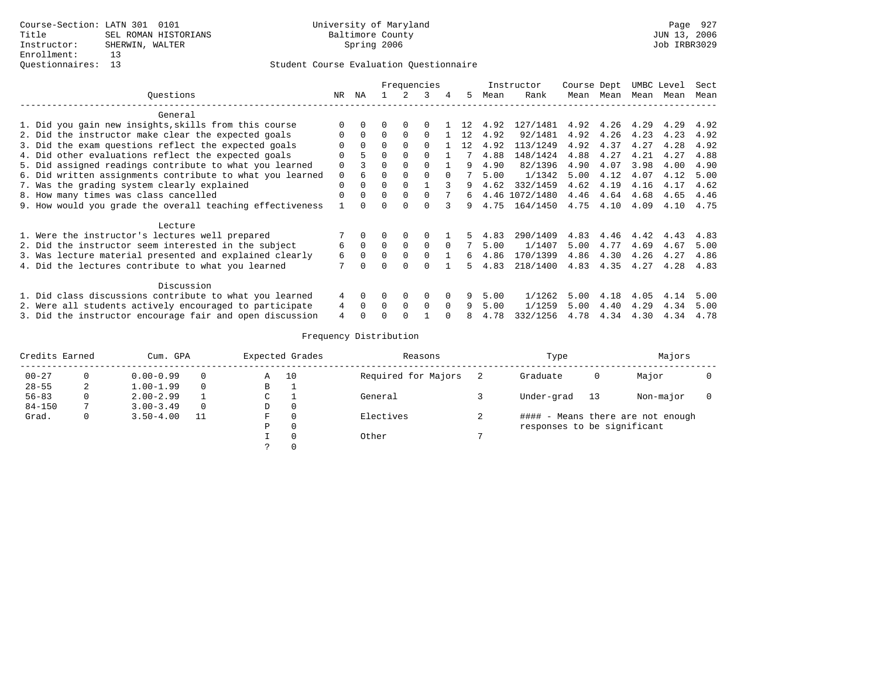Course-Section: LATN 301 0101
Title: SEL ROMAN HISTORIANS
Instructor: SHERWIN, WALTER
Enrollment: 13
Questionnaires: 13

University of Maryland
Baltimore County
Spring 2006

Page 927
JUN 13, 2006
Job IRBR3029

## Student Course Evaluation Questionnaire

| Questions | NR | NA | 1 | 2 | 3 | 4 | 5 | Instructor Mean | Instructor Rank | Course Mean | Dept Mean | UMBC Mean | Level Mean | Sect Mean |
|---|---|---|---|---|---|---|---|---|---|---|---|---|---|---|
| **General** | | | | | | | | | | | | | | |
| 1. Did you gain new insights,skills from this course | 0 | 0 | 0 | 0 | 0 | 1 | 12 | 4.92 | 127/1481 | 4.92 | 4.26 | 4.29 | 4.29 | 4.92 |
| 2. Did the instructor make clear the expected goals | 0 | 0 | 0 | 0 | 0 | 1 | 12 | 4.92 | 92/1481 | 4.92 | 4.26 | 4.23 | 4.23 | 4.92 |
| 3. Did the exam questions reflect the expected goals | 0 | 0 | 0 | 0 | 0 | 1 | 12 | 4.92 | 113/1249 | 4.92 | 4.37 | 4.27 | 4.28 | 4.92 |
| 4. Did other evaluations reflect the expected goals | 0 | 5 | 0 | 0 | 0 | 1 | 7 | 4.88 | 148/1424 | 4.88 | 4.27 | 4.21 | 4.27 | 4.88 |
| 5. Did assigned readings contribute to what you learned | 0 | 3 | 0 | 0 | 0 | 1 | 9 | 4.90 | 82/1396 | 4.90 | 4.07 | 3.98 | 4.00 | 4.90 |
| 6. Did written assignments contribute to what you learned | 0 | 6 | 0 | 0 | 0 | 0 | 7 | 5.00 | 1/1342 | 5.00 | 4.12 | 4.07 | 4.12 | 5.00 |
| 7. Was the grading system clearly explained | 0 | 0 | 0 | 0 | 1 | 3 | 9 | 4.62 | 332/1459 | 4.62 | 4.19 | 4.16 | 4.17 | 4.62 |
| 8. How many times was class cancelled | 0 | 0 | 0 | 0 | 0 | 7 | 6 | 4.46 | 1072/1480 | 4.46 | 4.64 | 4.68 | 4.65 | 4.46 |
| 9. How would you grade the overall teaching effectiveness | 1 | 0 | 0 | 0 | 0 | 3 | 9 | 4.75 | 164/1450 | 4.75 | 4.10 | 4.09 | 4.10 | 4.75 |
| **Lecture** | | | | | | | | | | | | | | |
| 1. Were the instructor's lectures well prepared | 7 | 0 | 0 | 0 | 0 | 1 | 5 | 4.83 | 290/1409 | 4.83 | 4.46 | 4.42 | 4.43 | 4.83 |
| 2. Did the instructor seem interested in the subject | 6 | 0 | 0 | 0 | 0 | 0 | 7 | 5.00 | 1/1407 | 5.00 | 4.77 | 4.69 | 4.67 | 5.00 |
| 3. Was lecture material presented and explained clearly | 6 | 0 | 0 | 0 | 0 | 1 | 6 | 4.86 | 170/1399 | 4.86 | 4.30 | 4.26 | 4.27 | 4.86 |
| 4. Did the lectures contribute to what you learned | 7 | 0 | 0 | 0 | 0 | 1 | 5 | 4.83 | 218/1400 | 4.83 | 4.35 | 4.27 | 4.28 | 4.83 |
| **Discussion** | | | | | | | | | | | | | | |
| 1. Did class discussions contribute to what you learned | 4 | 0 | 0 | 0 | 0 | 0 | 9 | 5.00 | 1/1262 | 5.00 | 4.18 | 4.05 | 4.14 | 5.00 |
| 2. Were all students actively encouraged to participate | 4 | 0 | 0 | 0 | 0 | 0 | 9 | 5.00 | 1/1259 | 5.00 | 4.40 | 4.29 | 4.34 | 5.00 |
| 3. Did the instructor encourage fair and open discussion | 4 | 0 | 0 | 0 | 1 | 0 | 8 | 4.78 | 332/1256 | 4.78 | 4.34 | 4.30 | 4.34 | 4.78 |

## Frequency Distribution

| Credits Earned | | Cum. GPA | | Expected Grades | | Reasons | | Type | | Majors | |
|---|---|---|---|---|---|---|---|---|---|---|---|
| 00-27 | 0 | 0.00-0.99 | 0 | A | 10 | Required for Majors | 2 | Graduate | 0 | Major | 0 |
| 28-55 | 2 | 1.00-1.99 | 0 | B | 1 | | | | | | |
| 56-83 | 0 | 2.00-2.99 | 1 | C | 1 | General | 3 | Under-grad | 13 | Non-major | 0 |
| 84-150 | 7 | 3.00-3.49 | 0 | D | 0 | | | | | | |
| Grad. | 0 | 3.50-4.00 | 11 | F | 0 | Electives | 2 | | | | |
| | | | | P | 0 | | | | | | |
| | | | | I | 0 | Other | 7 | | | | |
| | | | | ? | 0 | | | | | | |

#### - Means there are not enough responses to be significant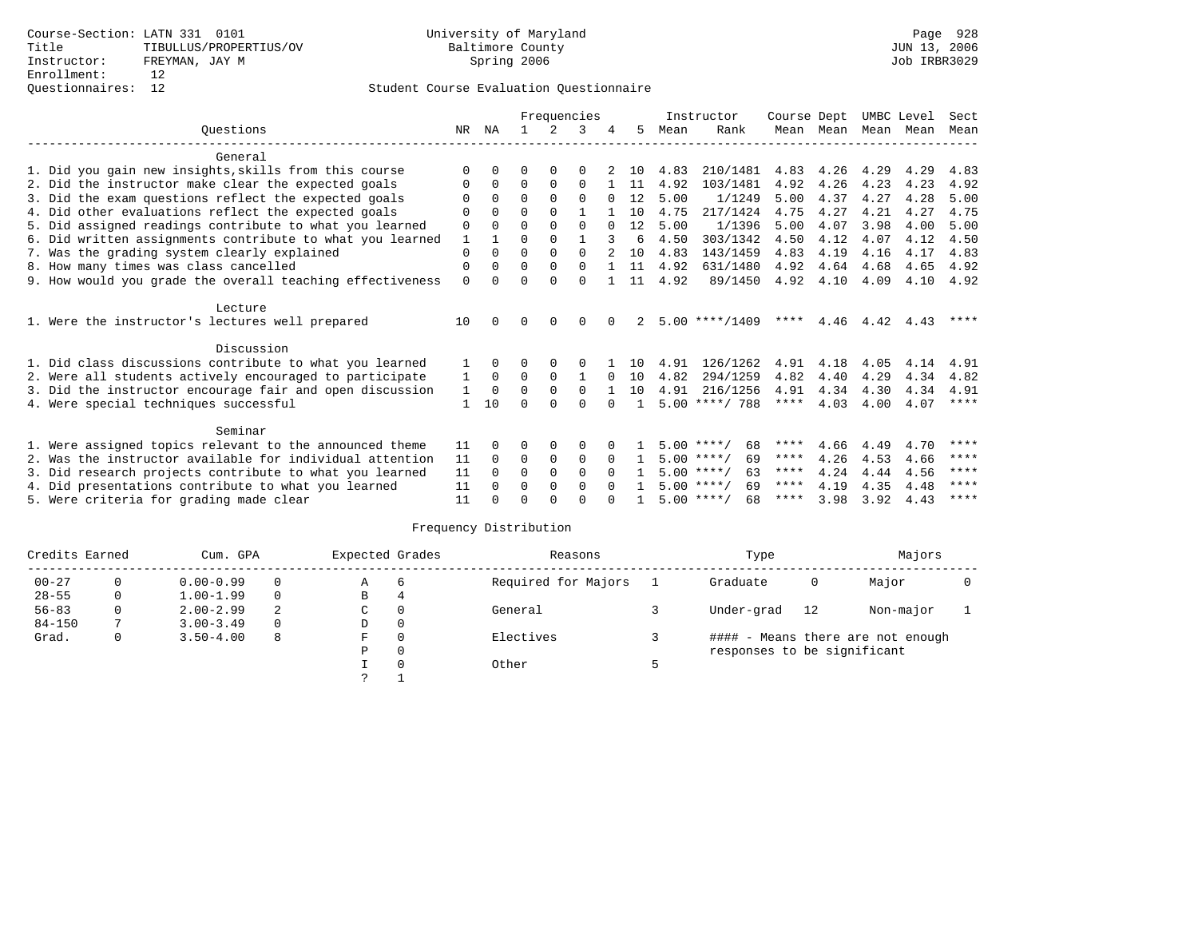Course-Section: LATN 331 0101
Title: TIBULLUS/PROPERTIUS/OV
Instructor: FREYMAN, JAY M
Enrollment: 12
Questionnaires: 12

University of Maryland
Baltimore County
Spring 2006

Page 928
JUN 13, 2006
Job IRBR3029

Student Course Evaluation Questionnaire

| Questions | NR | NA | 1 | 2 | 3 | 4 | 5 | Instructor Mean | Instructor Rank | Course Mean | Dept Mean | UMBC Mean | Level Mean | Sect Mean |
|---|---|---|---|---|---|---|---|---|---|---|---|---|---|---|
| **General** | | | | | | | | | | | | | | |
| 1. Did you gain new insights,skills from this course | 0 | 0 | 0 | 0 | 0 | 2 | 10 | 4.83 | 210/1481 | 4.83 | 4.26 | 4.29 | 4.29 | 4.83 |
| 2. Did the instructor make clear the expected goals | 0 | 0 | 0 | 0 | 0 | 1 | 11 | 4.92 | 103/1481 | 4.92 | 4.26 | 4.23 | 4.23 | 4.92 |
| 3. Did the exam questions reflect the expected goals | 0 | 0 | 0 | 0 | 0 | 0 | 12 | 5.00 | 1/1249 | 5.00 | 4.37 | 4.27 | 4.28 | 5.00 |
| 4. Did other evaluations reflect the expected goals | 0 | 0 | 0 | 0 | 1 | 1 | 10 | 4.75 | 217/1424 | 4.75 | 4.27 | 4.21 | 4.27 | 4.75 |
| 5. Did assigned readings contribute to what you learned | 0 | 0 | 0 | 0 | 0 | 0 | 12 | 5.00 | 1/1396 | 5.00 | 4.07 | 3.98 | 4.00 | 5.00 |
| 6. Did written assignments contribute to what you learned | 1 | 1 | 0 | 0 | 1 | 3 | 6 | 4.50 | 303/1342 | 4.50 | 4.12 | 4.07 | 4.12 | 4.50 |
| 7. Was the grading system clearly explained | 0 | 0 | 0 | 0 | 0 | 2 | 10 | 4.83 | 143/1459 | 4.83 | 4.19 | 4.16 | 4.17 | 4.83 |
| 8. How many times was class cancelled | 0 | 0 | 0 | 0 | 0 | 1 | 11 | 4.92 | 631/1480 | 4.92 | 4.64 | 4.68 | 4.65 | 4.92 |
| 9. How would you grade the overall teaching effectiveness | 0 | 0 | 0 | 0 | 0 | 1 | 11 | 4.92 | 89/1450 | 4.92 | 4.10 | 4.09 | 4.10 | 4.92 |
| **Lecture** | | | | | | | | | | | | | | |
| 1. Were the instructor's lectures well prepared | 10 | 0 | 0 | 0 | 0 | 0 | 2 | 5.00 | ****/1409 | **** | 4.46 | 4.42 | 4.43 | **** |
| **Discussion** | | | | | | | | | | | | | | |
| 1. Did class discussions contribute to what you learned | 1 | 0 | 0 | 0 | 0 | 1 | 10 | 4.91 | 126/1262 | 4.91 | 4.18 | 4.05 | 4.14 | 4.91 |
| 2. Were all students actively encouraged to participate | 1 | 0 | 0 | 0 | 1 | 0 | 10 | 4.82 | 294/1259 | 4.82 | 4.40 | 4.29 | 4.34 | 4.82 |
| 3. Did the instructor encourage fair and open discussion | 1 | 0 | 0 | 0 | 0 | 1 | 10 | 4.91 | 216/1256 | 4.91 | 4.34 | 4.30 | 4.34 | 4.91 |
| 4. Were special techniques successful | 1 | 10 | 0 | 0 | 0 | 0 | 1 | 5.00 | ****/ 788 | **** | 4.03 | 4.00 | 4.07 | **** |
| **Seminar** | | | | | | | | | | | | | | |
| 1. Were assigned topics relevant to the announced theme | 11 | 0 | 0 | 0 | 0 | 0 | 1 | 5.00 | ****/ 68 | **** | 4.66 | 4.49 | 4.70 | **** |
| 2. Was the instructor available for individual attention | 11 | 0 | 0 | 0 | 0 | 0 | 1 | 5.00 | ****/ 69 | **** | 4.26 | 4.53 | 4.66 | **** |
| 3. Did research projects contribute to what you learned | 11 | 0 | 0 | 0 | 0 | 0 | 1 | 5.00 | ****/ 63 | **** | 4.24 | 4.44 | 4.56 | **** |
| 4. Did presentations contribute to what you learned | 11 | 0 | 0 | 0 | 0 | 0 | 1 | 5.00 | ****/ 69 | **** | 4.19 | 4.35 | 4.48 | **** |
| 5. Were criteria for grading made clear | 11 | 0 | 0 | 0 | 0 | 0 | 1 | 5.00 | ****/ 68 | **** | 3.98 | 3.92 | 4.43 | **** |

Frequency Distribution

| Credits Earned | | Cum. GPA | | Expected Grades | | Reasons | | Type | | Majors | |
|---|---|---|---|---|---|---|---|---|---|---|---|
| 00-27 | 0 | 0.00-0.99 | 0 | A | 6 | Required for Majors | 1 | Graduate | 0 | Major | 0 |
| 28-55 | 0 | 1.00-1.99 | 0 | B | 4 | | | | | | |
| 56-83 | 0 | 2.00-2.99 | 2 | C | 0 | General | 3 | Under-grad | 12 | Non-major | 1 |
| 84-150 | 7 | 3.00-3.49 | 0 | D | 0 | | | | | | |
| Grad. | 0 | 3.50-4.00 | 8 | F | 0 | Electives | 3 | #### - Means there are not enough responses to be significant | | | |
| | | | | P | 0 | | | | | | |
| | | | | I | 0 | Other | 5 | | | | |
| | | | | ? | 1 | | | | | | |